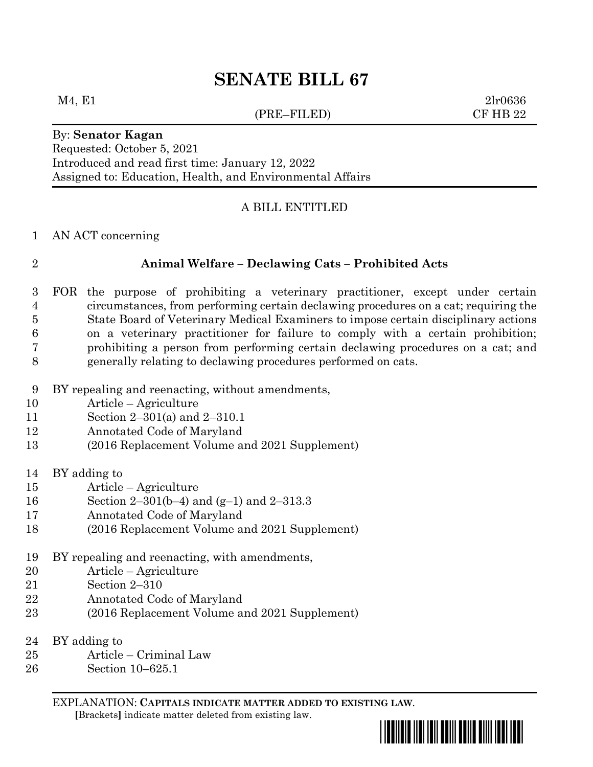# SENATE BILL 67

M4, E1 2lr0636
(PRE–FILED) CF HB 22

By: **Senator Kagan**
Requested: October 5, 2021
Introduced and read first time: January 12, 2022
Assigned to: Education, Health, and Environmental Affairs

A BILL ENTITLED

1 AN ACT concerning

2 **Animal Welfare – Declawing Cats – Prohibited Acts**

3 FOR the purpose of prohibiting a veterinary practitioner, except under certain
4 circumstances, from performing certain declawing procedures on a cat; requiring the
5 State Board of Veterinary Medical Examiners to impose certain disciplinary actions
6 on a veterinary practitioner for failure to comply with a certain prohibition;
7 prohibiting a person from performing certain declawing procedures on a cat; and
8 generally relating to declawing procedures performed on cats.

9 BY repealing and reenacting, without amendments,
10 Article – Agriculture
11 Section 2–301(a) and 2–310.1
12 Annotated Code of Maryland
13 (2016 Replacement Volume and 2021 Supplement)

14 BY adding to
15 Article – Agriculture
16 Section 2–301(b–4) and (g–1) and 2–313.3
17 Annotated Code of Maryland
18 (2016 Replacement Volume and 2021 Supplement)

19 BY repealing and reenacting, with amendments,
20 Article – Agriculture
21 Section 2–310
22 Annotated Code of Maryland
23 (2016 Replacement Volume and 2021 Supplement)

24 BY adding to
25 Article – Criminal Law
26 Section 10–625.1

EXPLANATION: **CAPITALS INDICATE MATTER ADDED TO EXISTING LAW**.
**[**Brackets**]** indicate matter deleted from existing law.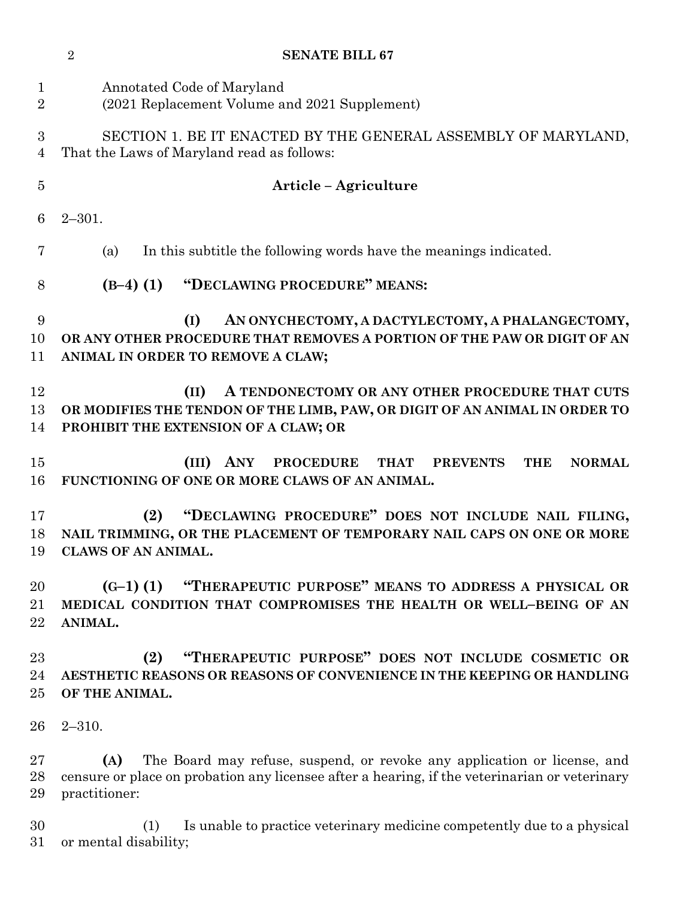Annotated Code of Maryland
(2021 Replacement Volume and 2021 Supplement)

SECTION 1. BE IT ENACTED BY THE GENERAL ASSEMBLY OF MARYLAND, That the Laws of Maryland read as follows:

## Article – Agriculture

2–301.

(a) In this subtitle the following words have the meanings indicated.

**(B–4) (1) "DECLAWING PROCEDURE" MEANS:**

**(I) AN ONYCHECTOMY, A DACTYLECTOMY, A PHALANGECTOMY, OR ANY OTHER PROCEDURE THAT REMOVES A PORTION OF THE PAW OR DIGIT OF AN ANIMAL IN ORDER TO REMOVE A CLAW;**

**(II) A TENDONECTOMY OR ANY OTHER PROCEDURE THAT CUTS OR MODIFIES THE TENDON OF THE LIMB, PAW, OR DIGIT OF AN ANIMAL IN ORDER TO PROHIBIT THE EXTENSION OF A CLAW; OR**

**(III) ANY PROCEDURE THAT PREVENTS THE NORMAL FUNCTIONING OF ONE OR MORE CLAWS OF AN ANIMAL.**

**(2) "DECLAWING PROCEDURE" DOES NOT INCLUDE NAIL FILING, NAIL TRIMMING, OR THE PLACEMENT OF TEMPORARY NAIL CAPS ON ONE OR MORE CLAWS OF AN ANIMAL.**

**(G–1) (1) "THERAPEUTIC PURPOSE" MEANS TO ADDRESS A PHYSICAL OR MEDICAL CONDITION THAT COMPROMISES THE HEALTH OR WELL–BEING OF AN ANIMAL.**

**(2) "THERAPEUTIC PURPOSE" DOES NOT INCLUDE COSMETIC OR AESTHETIC REASONS OR REASONS OF CONVENIENCE IN THE KEEPING OR HANDLING OF THE ANIMAL.**

2–310.

**(A)** The Board may refuse, suspend, or revoke any application or license, and censure or place on probation any licensee after a hearing, if the veterinarian or veterinary practitioner:

(1) Is unable to practice veterinary medicine competently due to a physical or mental disability;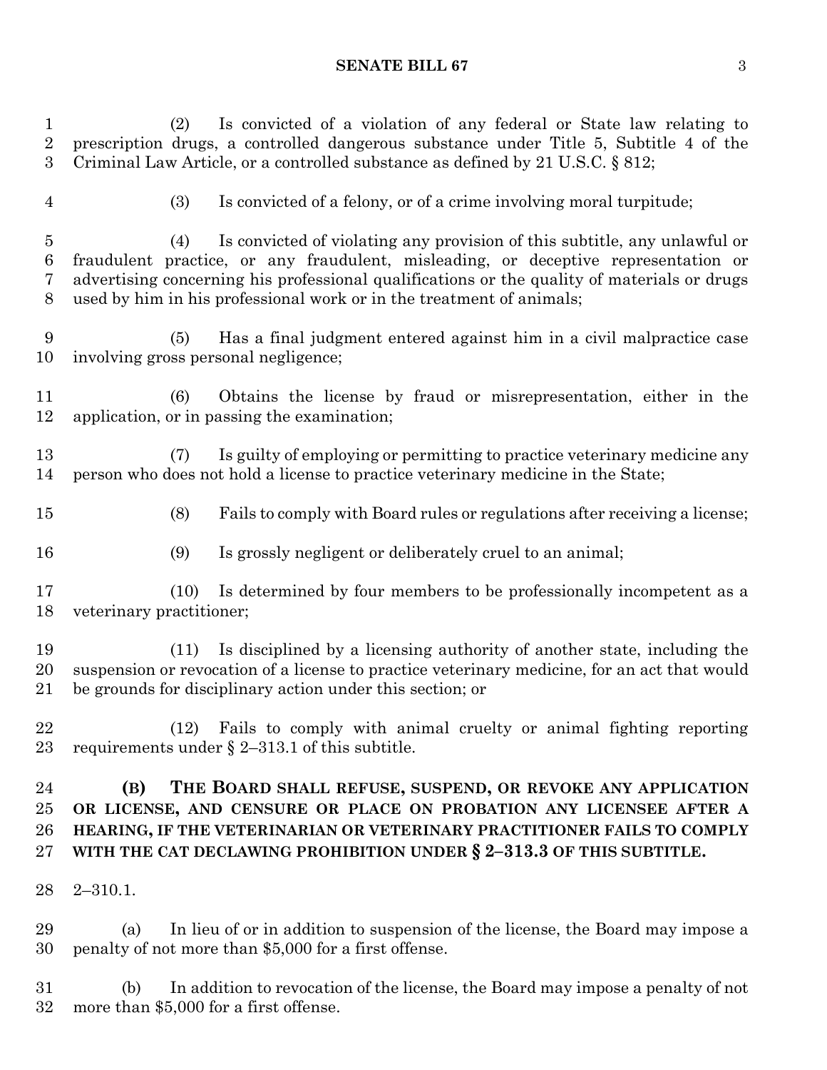(2) Is convicted of a violation of any federal or State law relating to prescription drugs, a controlled dangerous substance under Title 5, Subtitle 4 of the Criminal Law Article, or a controlled substance as defined by 21 U.S.C. § 812;

(3) Is convicted of a felony, or of a crime involving moral turpitude;

(4) Is convicted of violating any provision of this subtitle, any unlawful or fraudulent practice, or any fraudulent, misleading, or deceptive representation or advertising concerning his professional qualifications or the quality of materials or drugs used by him in his professional work or in the treatment of animals;

(5) Has a final judgment entered against him in a civil malpractice case involving gross personal negligence;

(6) Obtains the license by fraud or misrepresentation, either in the application, or in passing the examination;

(7) Is guilty of employing or permitting to practice veterinary medicine any person who does not hold a license to practice veterinary medicine in the State;

(8) Fails to comply with Board rules or regulations after receiving a license;

(9) Is grossly negligent or deliberately cruel to an animal;

(10) Is determined by four members to be professionally incompetent as a veterinary practitioner;

(11) Is disciplined by a licensing authority of another state, including the suspension or revocation of a license to practice veterinary medicine, for an act that would be grounds for disciplinary action under this section; or

(12) Fails to comply with animal cruelty or animal fighting reporting requirements under § 2–313.1 of this subtitle.

**(B) THE BOARD SHALL REFUSE, SUSPEND, OR REVOKE ANY APPLICATION OR LICENSE, AND CENSURE OR PLACE ON PROBATION ANY LICENSEE AFTER A HEARING, IF THE VETERINARIAN OR VETERINARY PRACTITIONER FAILS TO COMPLY WITH THE CAT DECLAWING PROHIBITION UNDER § 2–313.3 OF THIS SUBTITLE.**

2–310.1.

(a) In lieu of or in addition to suspension of the license, the Board may impose a penalty of not more than $5,000 for a first offense.

(b) In addition to revocation of the license, the Board may impose a penalty of not more than $5,000 for a first offense.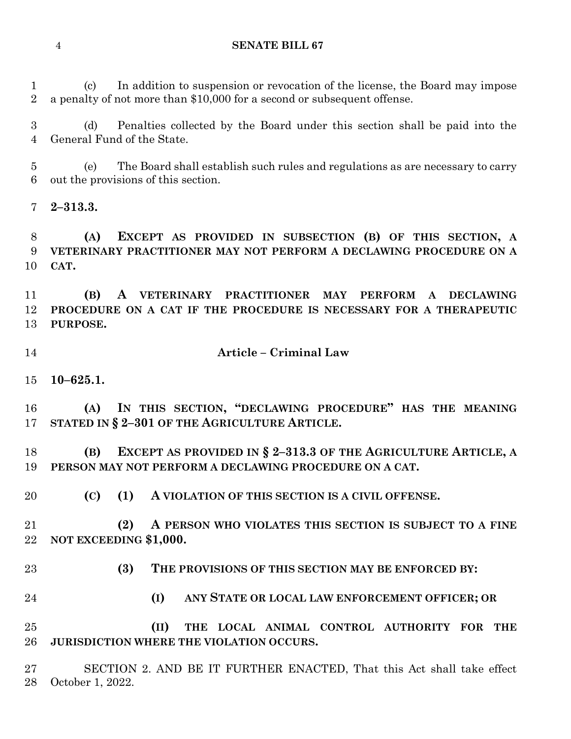(c) In addition to suspension or revocation of the license, the Board may impose a penalty of not more than $10,000 for a second or subsequent offense.

(d) Penalties collected by the Board under this section shall be paid into the General Fund of the State.

(e) The Board shall establish such rules and regulations as are necessary to carry out the provisions of this section.

**2–313.3.**

**(A) EXCEPT AS PROVIDED IN SUBSECTION (B) OF THIS SECTION, A VETERINARY PRACTITIONER MAY NOT PERFORM A DECLAWING PROCEDURE ON A CAT.**

**(B) A VETERINARY PRACTITIONER MAY PERFORM A DECLAWING PROCEDURE ON A CAT IF THE PROCEDURE IS NECESSARY FOR A THERAPEUTIC PURPOSE.**

## Article – Criminal Law

**10–625.1.**

**(A) IN THIS SECTION, "DECLAWING PROCEDURE" HAS THE MEANING STATED IN § 2–301 OF THE AGRICULTURE ARTICLE.**

**(B) EXCEPT AS PROVIDED IN § 2–313.3 OF THE AGRICULTURE ARTICLE, A PERSON MAY NOT PERFORM A DECLAWING PROCEDURE ON A CAT.**

**(C) (1) A VIOLATION OF THIS SECTION IS A CIVIL OFFENSE.**

**(2) A PERSON WHO VIOLATES THIS SECTION IS SUBJECT TO A FINE NOT EXCEEDING $1,000.**

**(3) THE PROVISIONS OF THIS SECTION MAY BE ENFORCED BY:**

**(I) ANY STATE OR LOCAL LAW ENFORCEMENT OFFICER; OR**

**(II) THE LOCAL ANIMAL CONTROL AUTHORITY FOR THE JURISDICTION WHERE THE VIOLATION OCCURS.**

SECTION 2. AND BE IT FURTHER ENACTED, That this Act shall take effect October 1, 2022.